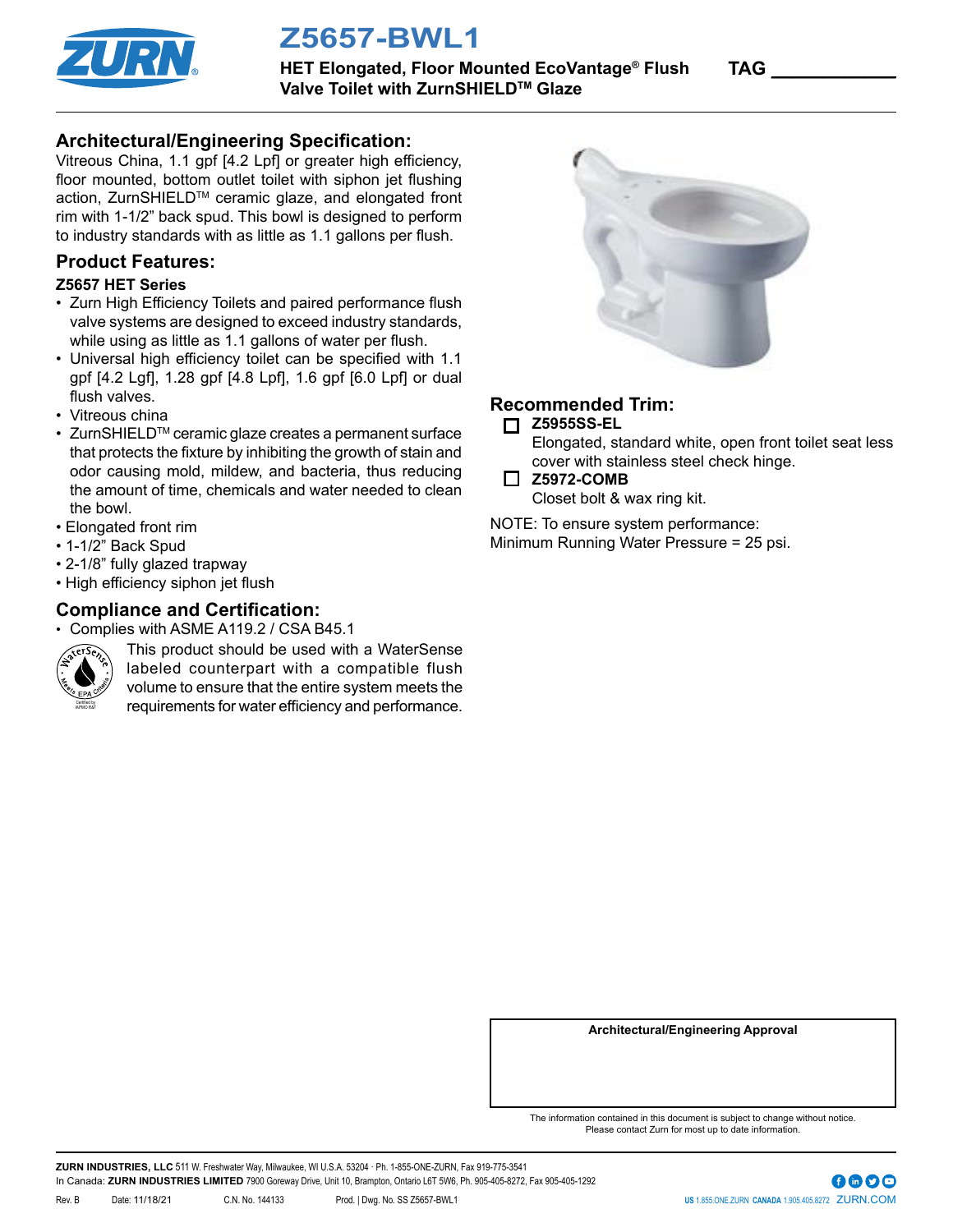# Z5657-BWL1

**HET Elongated, Floor Mounted EcoVantage® Flush Valve Toilet with ZurnSHIELD™ Glaze**

TAG ___________

## Architectural/Engineering Specification:

Vitreous China, 1.1 gpf [4.2 Lpf] or greater high efficiency, floor mounted, bottom outlet toilet with siphon jet flushing action, ZurnSHIELD™ ceramic glaze, and elongated front rim with 1-1/2" back spud. This bowl is designed to perform to industry standards with as little as 1.1 gallons per flush.

## Product Features:

### Z5657 HET Series

- Zurn High Efficiency Toilets and paired performance flush valve systems are designed to exceed industry standards, while using as little as 1.1 gallons of water per flush.
- Universal high efficiency toilet can be specified with 1.1 gpf [4.2 Lgf], 1.28 gpf [4.8 Lpf], 1.6 gpf [6.0 Lpf] or dual flush valves.
- Vitreous china
- ZurnSHIELD™ ceramic glaze creates a permanent surface that protects the fixture by inhibiting the growth of stain and odor causing mold, mildew, and bacteria, thus reducing the amount of time, chemicals and water needed to clean the bowl.
- Elongated front rim
- 1-1/2" Back Spud
- 2-1/8" fully glazed trapway
- High efficiency siphon jet flush

## Compliance and Certification:

- Complies with ASME A119.2 / CSA B45.1

This product should be used with a WaterSense labeled counterpart with a compatible flush volume to ensure that the entire system meets the requirements for water efficiency and performance.

## Recommended Trim:

- ☐ **Z5955SS-EL**
  Elongated, standard white, open front toilet seat less cover with stainless steel check hinge.
- ☐ **Z5972-COMB**
  Closet bolt & wax ring kit.

NOTE: To ensure system performance:
Minimum Running Water Pressure = 25 psi.

**Architectural/Engineering Approval**

The information contained in this document is subject to change without notice.
Please contact Zurn for most up to date information.

**ZURN INDUSTRIES, LLC** 511 W. Freshwater Way, Milwaukee, WI U.S.A. 53204 · Ph. 1-855-ONE-ZURN, Fax 919-775-3541
In Canada: **ZURN INDUSTRIES LIMITED** 7900 Goreway Drive, Unit 10, Brampton, Ontario L6T 5W6, Ph. 905-405-8272, Fax 905-405-1292

Rev. B | Date: 11/18/21 | C.N. No. 144133 | Prod. | Dwg. No. SS Z5657-BWL1

US 1.855.ONE.ZURN CANADA 1.905.405.8272 ZURN.COM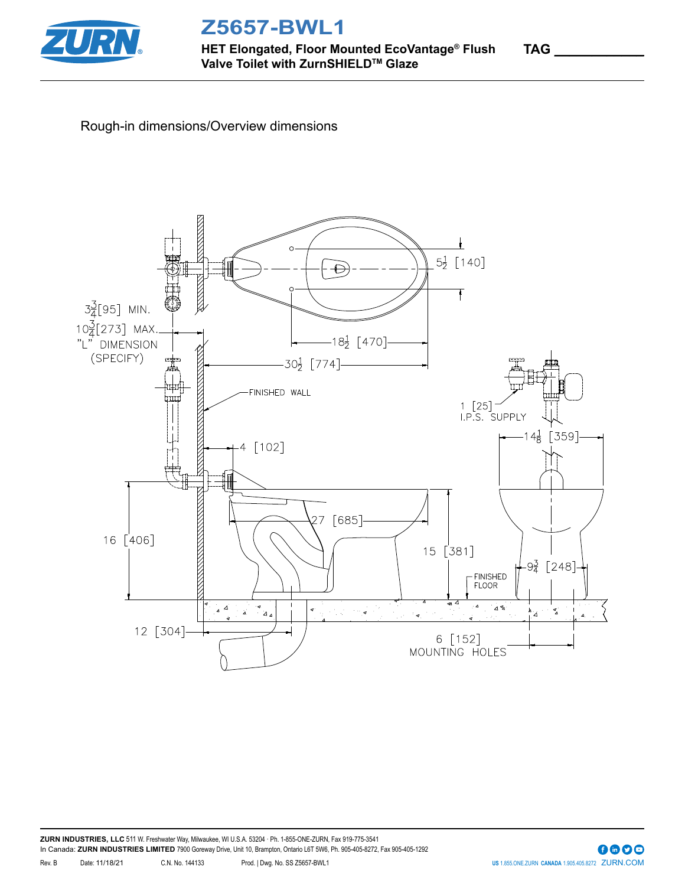# Z5657-BWL1

**HET Elongated, Floor Mounted EcoVantage® Flush Valve Toilet with ZurnSHIELD™ Glaze**

**TAG** ___________

Rough-in dimensions/Overview dimensions

$5\frac{1}{2}$ [140]

$3\frac{3}{4}$[95] MIN.
$10\frac{3}{4}$[273] MAX.
"L" DIMENSION
(SPECIFY)

$18\frac{1}{2}$ [470]

$30\frac{1}{2}$ [774]

FINISHED WALL

1 [25]
I.P.S. SUPPLY

$14\frac{1}{8}$ [359]

4 [102]

27 [685]

16 [406]

15 [381]

$9\frac{3}{4}$ [248]

FINISHED FLOOR

12 [304]

6 [152]
MOUNTING HOLES

**ZURN INDUSTRIES, LLC** 511 W. Freshwater Way, Milwaukee, WI U.S.A. 53204 · Ph. 1-855-ONE-ZURN, Fax 919-775-3541
In Canada: **ZURN INDUSTRIES LIMITED** 7900 Goreway Drive, Unit 10, Brampton, Ontario L6T 5W6, Ph. 905-405-8272, Fax 905-405-1292

Rev. B Date: 11/18/21 C.N. No. 144133 Prod. | Dwg. No. SS Z5657-BWL1

US 1.855.ONE.ZURN CANADA 1.905.405.8272 ZURN.COM